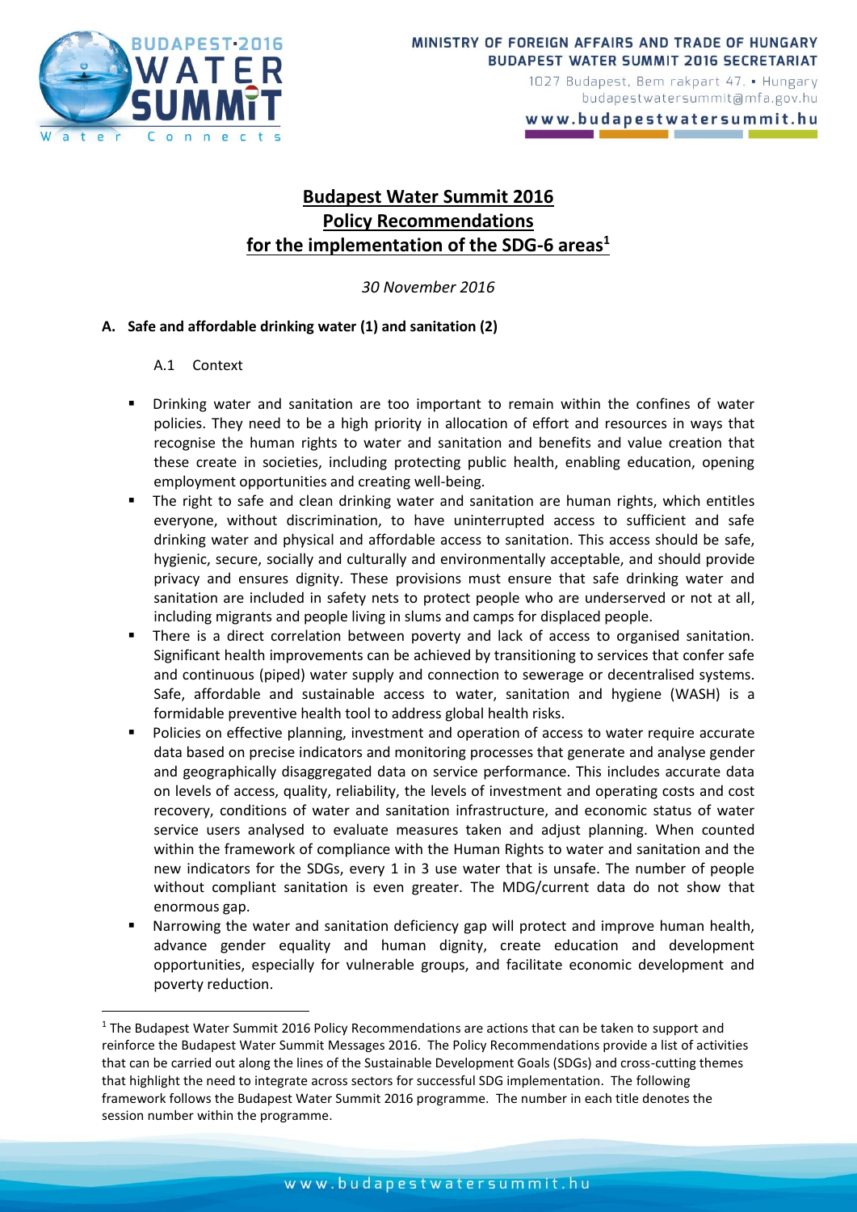# Budapest Water Summit 2016
# Policy Recommendations
# for the implementation of the SDG-6 areas[1]

*30 November 2016*

## A. Safe and affordable drinking water (1) and sanitation (2)

### A.1 Context

- Drinking water and sanitation are too important to remain within the confines of water policies. They need to be a high priority in allocation of effort and resources in ways that recognise the human rights to water and sanitation and benefits and value creation that these create in societies, including protecting public health, enabling education, opening employment opportunities and creating well-being.
- The right to safe and clean drinking water and sanitation are human rights, which entitles everyone, without discrimination, to have uninterrupted access to sufficient and safe drinking water and physical and affordable access to sanitation. This access should be safe, hygienic, secure, socially and culturally and environmentally acceptable, and should provide privacy and ensures dignity. These provisions must ensure that safe drinking water and sanitation are included in safety nets to protect people who are underserved or not at all, including migrants and people living in slums and camps for displaced people.
- There is a direct correlation between poverty and lack of access to organised sanitation. Significant health improvements can be achieved by transitioning to services that confer safe and continuous (piped) water supply and connection to sewerage or decentralised systems. Safe, affordable and sustainable access to water, sanitation and hygiene (WASH) is a formidable preventive health tool to address global health risks.
- Policies on effective planning, investment and operation of access to water require accurate data based on precise indicators and monitoring processes that generate and analyse gender and geographically disaggregated data on service performance. This includes accurate data on levels of access, quality, reliability, the levels of investment and operating costs and cost recovery, conditions of water and sanitation infrastructure, and economic status of water service users analysed to evaluate measures taken and adjust planning. When counted within the framework of compliance with the Human Rights to water and sanitation and the new indicators for the SDGs, every 1 in 3 use water that is unsafe. The number of people without compliant sanitation is even greater. The MDG/current data do not show that enormous gap.
- Narrowing the water and sanitation deficiency gap will protect and improve human health, advance gender equality and human dignity, create education and development opportunities, especially for vulnerable groups, and facilitate economic development and poverty reduction.

---

[1] The Budapest Water Summit 2016 Policy Recommendations are actions that can be taken to support and reinforce the Budapest Water Summit Messages 2016. The Policy Recommendations provide a list of activities that can be carried out along the lines of the Sustainable Development Goals (SDGs) and cross-cutting themes that highlight the need to integrate across sectors for successful SDG implementation. The following framework follows the Budapest Water Summit 2016 programme. The number in each title denotes the session number within the programme.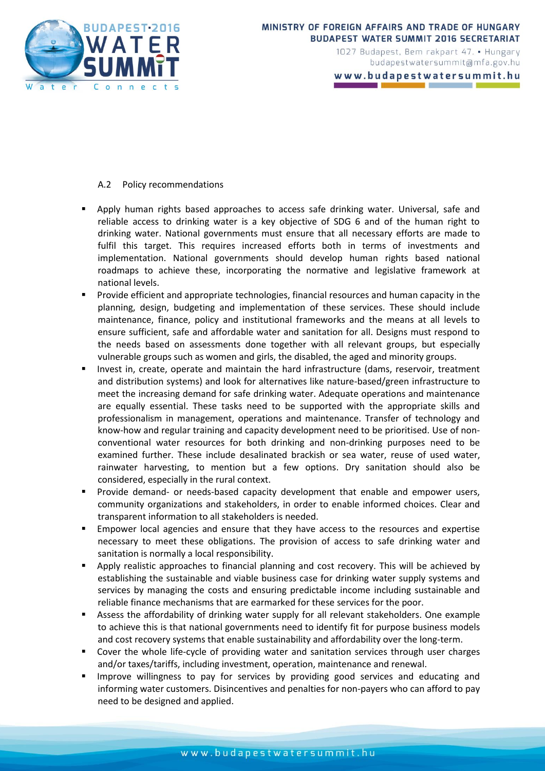### A.2 Policy recommendations

- Apply human rights based approaches to access safe drinking water. Universal, safe and reliable access to drinking water is a key objective of SDG 6 and of the human right to drinking water. National governments must ensure that all necessary efforts are made to fulfil this target. This requires increased efforts both in terms of investments and implementation. National governments should develop human rights based national roadmaps to achieve these, incorporating the normative and legislative framework at national levels.
- Provide efficient and appropriate technologies, financial resources and human capacity in the planning, design, budgeting and implementation of these services. These should include maintenance, finance, policy and institutional frameworks and the means at all levels to ensure sufficient, safe and affordable water and sanitation for all. Designs must respond to the needs based on assessments done together with all relevant groups, but especially vulnerable groups such as women and girls, the disabled, the aged and minority groups.
- Invest in, create, operate and maintain the hard infrastructure (dams, reservoir, treatment and distribution systems) and look for alternatives like nature-based/green infrastructure to meet the increasing demand for safe drinking water. Adequate operations and maintenance are equally essential. These tasks need to be supported with the appropriate skills and professionalism in management, operations and maintenance. Transfer of technology and know-how and regular training and capacity development need to be prioritised. Use of non-conventional water resources for both drinking and non-drinking purposes need to be examined further. These include desalinated brackish or sea water, reuse of used water, rainwater harvesting, to mention but a few options. Dry sanitation should also be considered, especially in the rural context.
- Provide demand- or needs-based capacity development that enable and empower users, community organizations and stakeholders, in order to enable informed choices. Clear and transparent information to all stakeholders is needed.
- Empower local agencies and ensure that they have access to the resources and expertise necessary to meet these obligations. The provision of access to safe drinking water and sanitation is normally a local responsibility.
- Apply realistic approaches to financial planning and cost recovery. This will be achieved by establishing the sustainable and viable business case for drinking water supply systems and services by managing the costs and ensuring predictable income including sustainable and reliable finance mechanisms that are earmarked for these services for the poor.
- Assess the affordability of drinking water supply for all relevant stakeholders. One example to achieve this is that national governments need to identify fit for purpose business models and cost recovery systems that enable sustainability and affordability over the long-term.
- Cover the whole life-cycle of providing water and sanitation services through user charges and/or taxes/tariffs, including investment, operation, maintenance and renewal.
- Improve willingness to pay for services by providing good services and educating and informing water customers. Disincentives and penalties for non-payers who can afford to pay need to be designed and applied.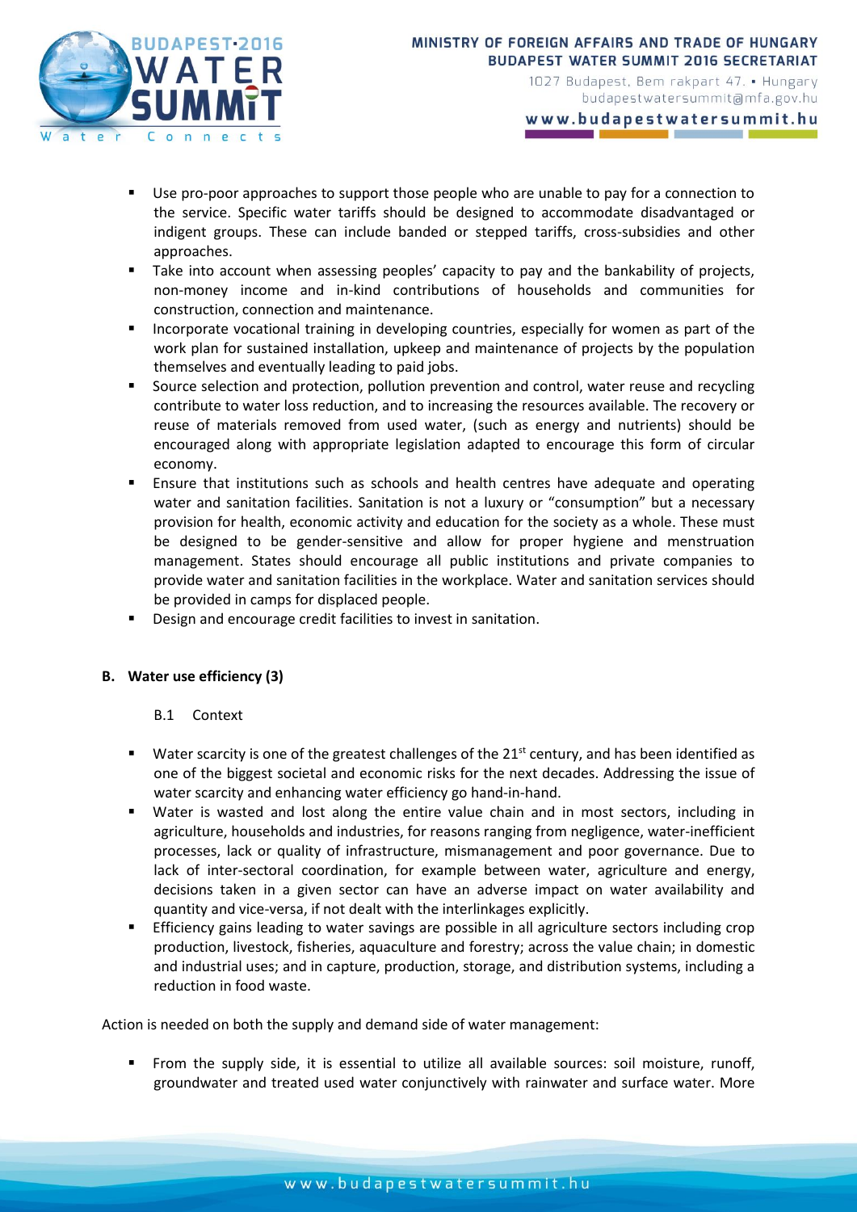- Use pro-poor approaches to support those people who are unable to pay for a connection to the service. Specific water tariffs should be designed to accommodate disadvantaged or indigent groups. These can include banded or stepped tariffs, cross-subsidies and other approaches.
- Take into account when assessing peoples' capacity to pay and the bankability of projects, non-money income and in-kind contributions of households and communities for construction, connection and maintenance.
- Incorporate vocational training in developing countries, especially for women as part of the work plan for sustained installation, upkeep and maintenance of projects by the population themselves and eventually leading to paid jobs.
- Source selection and protection, pollution prevention and control, water reuse and recycling contribute to water loss reduction, and to increasing the resources available. The recovery or reuse of materials removed from used water, (such as energy and nutrients) should be encouraged along with appropriate legislation adapted to encourage this form of circular economy.
- Ensure that institutions such as schools and health centres have adequate and operating water and sanitation facilities. Sanitation is not a luxury or "consumption" but a necessary provision for health, economic activity and education for the society as a whole. These must be designed to be gender-sensitive and allow for proper hygiene and menstruation management. States should encourage all public institutions and private companies to provide water and sanitation facilities in the workplace. Water and sanitation services should be provided in camps for displaced people.
- Design and encourage credit facilities to invest in sanitation.

## B. Water use efficiency (3)

### B.1 Context

- Water scarcity is one of the greatest challenges of the 21st century, and has been identified as one of the biggest societal and economic risks for the next decades. Addressing the issue of water scarcity and enhancing water efficiency go hand-in-hand.
- Water is wasted and lost along the entire value chain and in most sectors, including in agriculture, households and industries, for reasons ranging from negligence, water-inefficient processes, lack or quality of infrastructure, mismanagement and poor governance. Due to lack of inter-sectoral coordination, for example between water, agriculture and energy, decisions taken in a given sector can have an adverse impact on water availability and quantity and vice-versa, if not dealt with the interlinkages explicitly.
- Efficiency gains leading to water savings are possible in all agriculture sectors including crop production, livestock, fisheries, aquaculture and forestry; across the value chain; in domestic and industrial uses; and in capture, production, storage, and distribution systems, including a reduction in food waste.

Action is needed on both the supply and demand side of water management:

- From the supply side, it is essential to utilize all available sources: soil moisture, runoff, groundwater and treated used water conjunctively with rainwater and surface water. More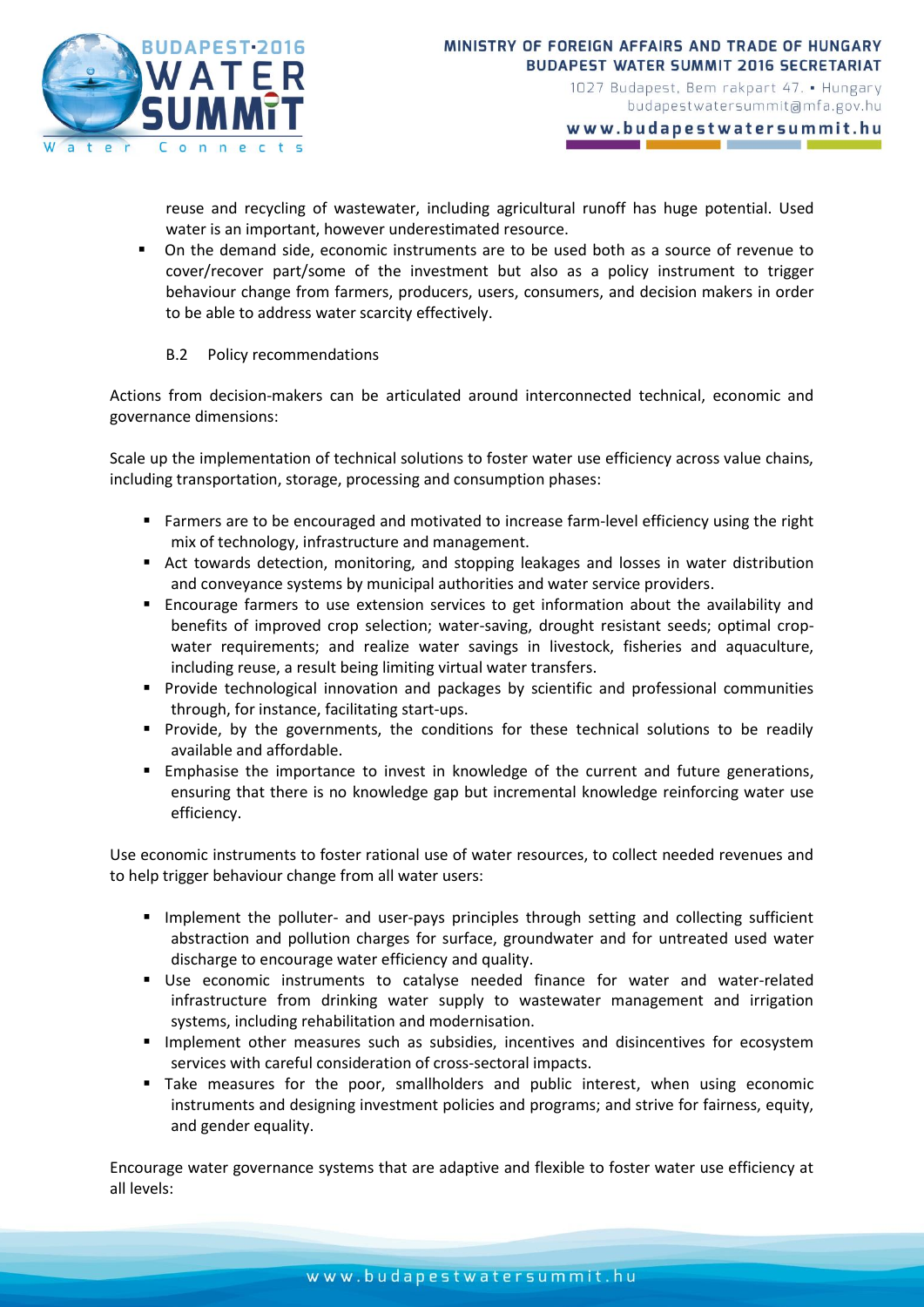reuse and recycling of wastewater, including agricultural runoff has huge potential. Used water is an important, however underestimated resource.

- On the demand side, economic instruments are to be used both as a source of revenue to cover/recover part/some of the investment but also as a policy instrument to trigger behaviour change from farmers, producers, users, consumers, and decision makers in order to be able to address water scarcity effectively.

### B.2 Policy recommendations

Actions from decision-makers can be articulated around interconnected technical, economic and governance dimensions:

Scale up the implementation of technical solutions to foster water use efficiency across value chains, including transportation, storage, processing and consumption phases:

- Farmers are to be encouraged and motivated to increase farm-level efficiency using the right mix of technology, infrastructure and management.
- Act towards detection, monitoring, and stopping leakages and losses in water distribution and conveyance systems by municipal authorities and water service providers.
- Encourage farmers to use extension services to get information about the availability and benefits of improved crop selection; water-saving, drought resistant seeds; optimal crop-water requirements; and realize water savings in livestock, fisheries and aquaculture, including reuse, a result being limiting virtual water transfers.
- Provide technological innovation and packages by scientific and professional communities through, for instance, facilitating start-ups.
- Provide, by the governments, the conditions for these technical solutions to be readily available and affordable.
- Emphasise the importance to invest in knowledge of the current and future generations, ensuring that there is no knowledge gap but incremental knowledge reinforcing water use efficiency.

Use economic instruments to foster rational use of water resources, to collect needed revenues and to help trigger behaviour change from all water users:

- Implement the polluter- and user-pays principles through setting and collecting sufficient abstraction and pollution charges for surface, groundwater and for untreated used water discharge to encourage water efficiency and quality.
- Use economic instruments to catalyse needed finance for water and water-related infrastructure from drinking water supply to wastewater management and irrigation systems, including rehabilitation and modernisation.
- Implement other measures such as subsidies, incentives and disincentives for ecosystem services with careful consideration of cross-sectoral impacts.
- Take measures for the poor, smallholders and public interest, when using economic instruments and designing investment policies and programs; and strive for fairness, equity, and gender equality.

Encourage water governance systems that are adaptive and flexible to foster water use efficiency at all levels: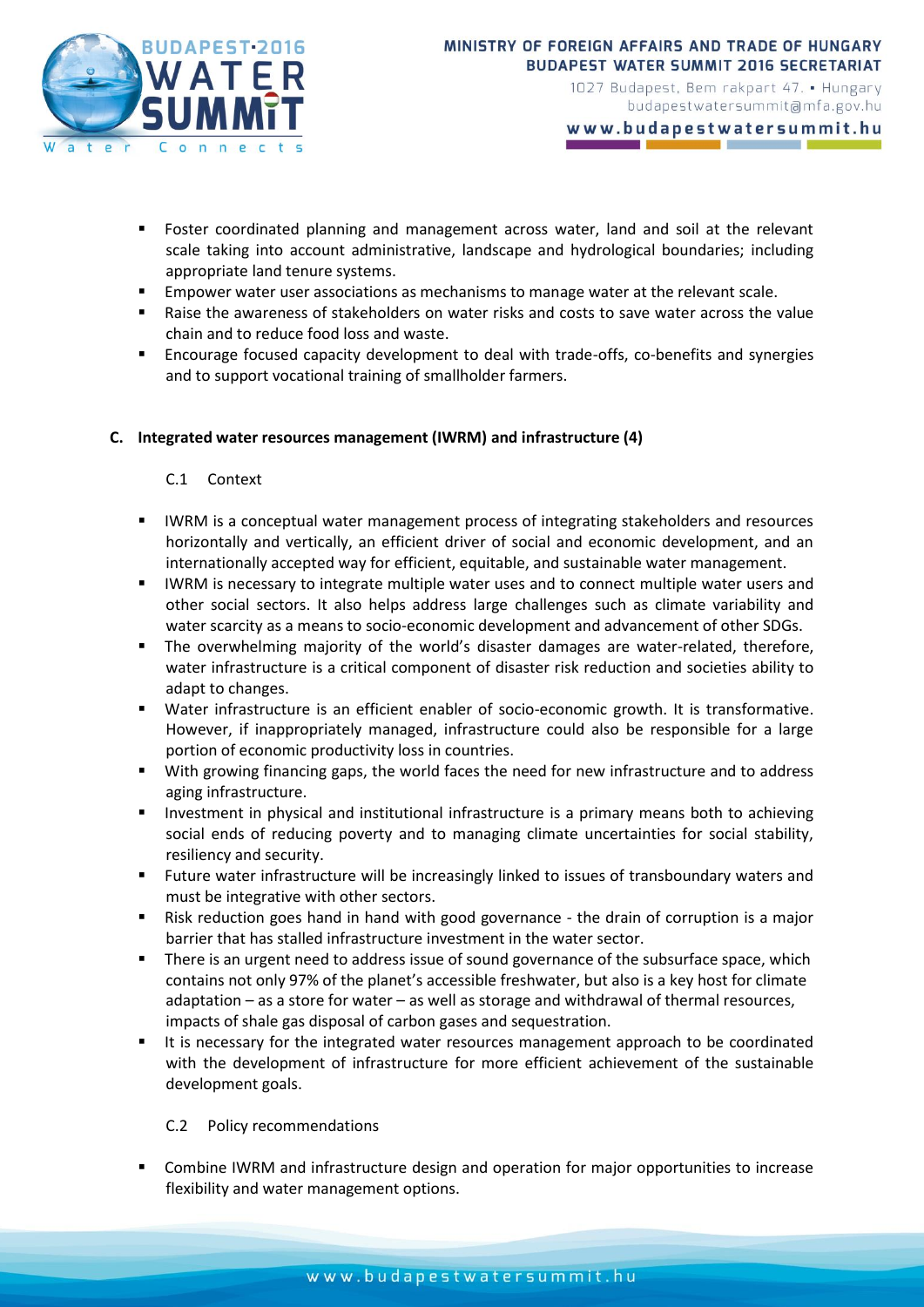- Foster coordinated planning and management across water, land and soil at the relevant scale taking into account administrative, landscape and hydrological boundaries; including appropriate land tenure systems.
- Empower water user associations as mechanisms to manage water at the relevant scale.
- Raise the awareness of stakeholders on water risks and costs to save water across the value chain and to reduce food loss and waste.
- Encourage focused capacity development to deal with trade-offs, co-benefits and synergies and to support vocational training of smallholder farmers.

## C. Integrated water resources management (IWRM) and infrastructure (4)

### C.1 Context

- IWRM is a conceptual water management process of integrating stakeholders and resources horizontally and vertically, an efficient driver of social and economic development, and an internationally accepted way for efficient, equitable, and sustainable water management.
- IWRM is necessary to integrate multiple water uses and to connect multiple water users and other social sectors. It also helps address large challenges such as climate variability and water scarcity as a means to socio-economic development and advancement of other SDGs.
- The overwhelming majority of the world's disaster damages are water-related, therefore, water infrastructure is a critical component of disaster risk reduction and societies ability to adapt to changes.
- Water infrastructure is an efficient enabler of socio-economic growth. It is transformative. However, if inappropriately managed, infrastructure could also be responsible for a large portion of economic productivity loss in countries.
- With growing financing gaps, the world faces the need for new infrastructure and to address aging infrastructure.
- Investment in physical and institutional infrastructure is a primary means both to achieving social ends of reducing poverty and to managing climate uncertainties for social stability, resiliency and security.
- Future water infrastructure will be increasingly linked to issues of transboundary waters and must be integrative with other sectors.
- Risk reduction goes hand in hand with good governance - the drain of corruption is a major barrier that has stalled infrastructure investment in the water sector.
- There is an urgent need to address issue of sound governance of the subsurface space, which contains not only 97% of the planet's accessible freshwater, but also is a key host for climate adaptation – as a store for water – as well as storage and withdrawal of thermal resources, impacts of shale gas disposal of carbon gases and sequestration.
- It is necessary for the integrated water resources management approach to be coordinated with the development of infrastructure for more efficient achievement of the sustainable development goals.

### C.2 Policy recommendations

- Combine IWRM and infrastructure design and operation for major opportunities to increase flexibility and water management options.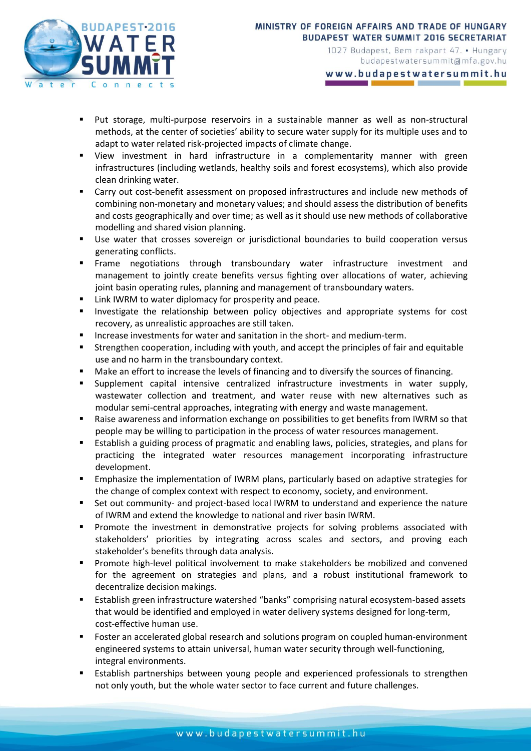- Put storage, multi-purpose reservoirs in a sustainable manner as well as non-structural methods, at the center of societies' ability to secure water supply for its multiple uses and to adapt to water related risk-projected impacts of climate change.
- View investment in hard infrastructure in a complementarity manner with green infrastructures (including wetlands, healthy soils and forest ecosystems), which also provide clean drinking water.
- Carry out cost-benefit assessment on proposed infrastructures and include new methods of combining non-monetary and monetary values; and should assess the distribution of benefits and costs geographically and over time; as well as it should use new methods of collaborative modelling and shared vision planning.
- Use water that crosses sovereign or jurisdictional boundaries to build cooperation versus generating conflicts.
- Frame negotiations through transboundary water infrastructure investment and management to jointly create benefits versus fighting over allocations of water, achieving joint basin operating rules, planning and management of transboundary waters.
- Link IWRM to water diplomacy for prosperity and peace.
- Investigate the relationship between policy objectives and appropriate systems for cost recovery, as unrealistic approaches are still taken.
- Increase investments for water and sanitation in the short- and medium-term.
- Strengthen cooperation, including with youth, and accept the principles of fair and equitable use and no harm in the transboundary context.
- Make an effort to increase the levels of financing and to diversify the sources of financing.
- Supplement capital intensive centralized infrastructure investments in water supply, wastewater collection and treatment, and water reuse with new alternatives such as modular semi-central approaches, integrating with energy and waste management.
- Raise awareness and information exchange on possibilities to get benefits from IWRM so that people may be willing to participation in the process of water resources management.
- Establish a guiding process of pragmatic and enabling laws, policies, strategies, and plans for practicing the integrated water resources management incorporating infrastructure development.
- Emphasize the implementation of IWRM plans, particularly based on adaptive strategies for the change of complex context with respect to economy, society, and environment.
- Set out community- and project-based local IWRM to understand and experience the nature of IWRM and extend the knowledge to national and river basin IWRM.
- Promote the investment in demonstrative projects for solving problems associated with stakeholders' priorities by integrating across scales and sectors, and proving each stakeholder's benefits through data analysis.
- Promote high-level political involvement to make stakeholders be mobilized and convened for the agreement on strategies and plans, and a robust institutional framework to decentralize decision makings.
- Establish green infrastructure watershed "banks" comprising natural ecosystem-based assets that would be identified and employed in water delivery systems designed for long-term, cost-effective human use.
- Foster an accelerated global research and solutions program on coupled human-environment engineered systems to attain universal, human water security through well-functioning, integral environments.
- Establish partnerships between young people and experienced professionals to strengthen not only youth, but the whole water sector to face current and future challenges.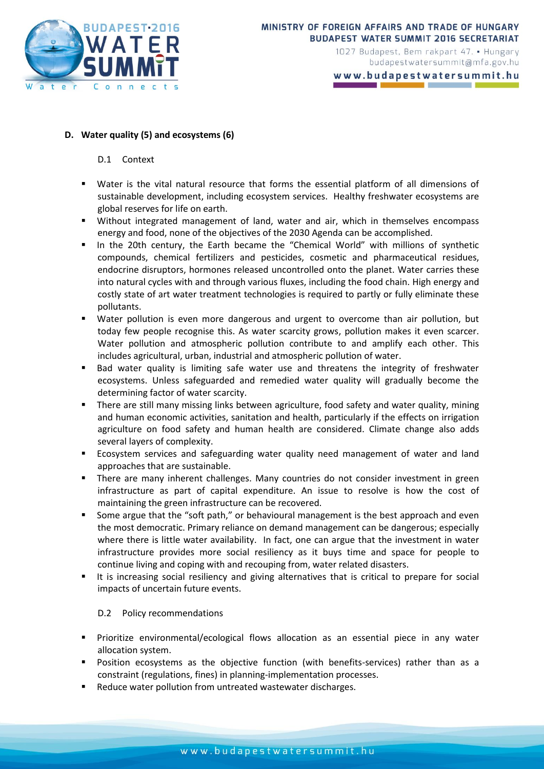## D. Water quality (5) and ecosystems (6)

### D.1 Context

- Water is the vital natural resource that forms the essential platform of all dimensions of sustainable development, including ecosystem services. Healthy freshwater ecosystems are global reserves for life on earth.
- Without integrated management of land, water and air, which in themselves encompass energy and food, none of the objectives of the 2030 Agenda can be accomplished.
- In the 20th century, the Earth became the "Chemical World" with millions of synthetic compounds, chemical fertilizers and pesticides, cosmetic and pharmaceutical residues, endocrine disruptors, hormones released uncontrolled onto the planet. Water carries these into natural cycles with and through various fluxes, including the food chain. High energy and costly state of art water treatment technologies is required to partly or fully eliminate these pollutants.
- Water pollution is even more dangerous and urgent to overcome than air pollution, but today few people recognise this. As water scarcity grows, pollution makes it even scarcer. Water pollution and atmospheric pollution contribute to and amplify each other. This includes agricultural, urban, industrial and atmospheric pollution of water.
- Bad water quality is limiting safe water use and threatens the integrity of freshwater ecosystems. Unless safeguarded and remedied water quality will gradually become the determining factor of water scarcity.
- There are still many missing links between agriculture, food safety and water quality, mining and human economic activities, sanitation and health, particularly if the effects on irrigation agriculture on food safety and human health are considered. Climate change also adds several layers of complexity.
- Ecosystem services and safeguarding water quality need management of water and land approaches that are sustainable.
- There are many inherent challenges. Many countries do not consider investment in green infrastructure as part of capital expenditure. An issue to resolve is how the cost of maintaining the green infrastructure can be recovered.
- Some argue that the "soft path," or behavioural management is the best approach and even the most democratic. Primary reliance on demand management can be dangerous; especially where there is little water availability. In fact, one can argue that the investment in water infrastructure provides more social resiliency as it buys time and space for people to continue living and coping with and recouping from, water related disasters.
- It is increasing social resiliency and giving alternatives that is critical to prepare for social impacts of uncertain future events.

### D.2 Policy recommendations

- Prioritize environmental/ecological flows allocation as an essential piece in any water allocation system.
- Position ecosystems as the objective function (with benefits-services) rather than as a constraint (regulations, fines) in planning-implementation processes.
- Reduce water pollution from untreated wastewater discharges.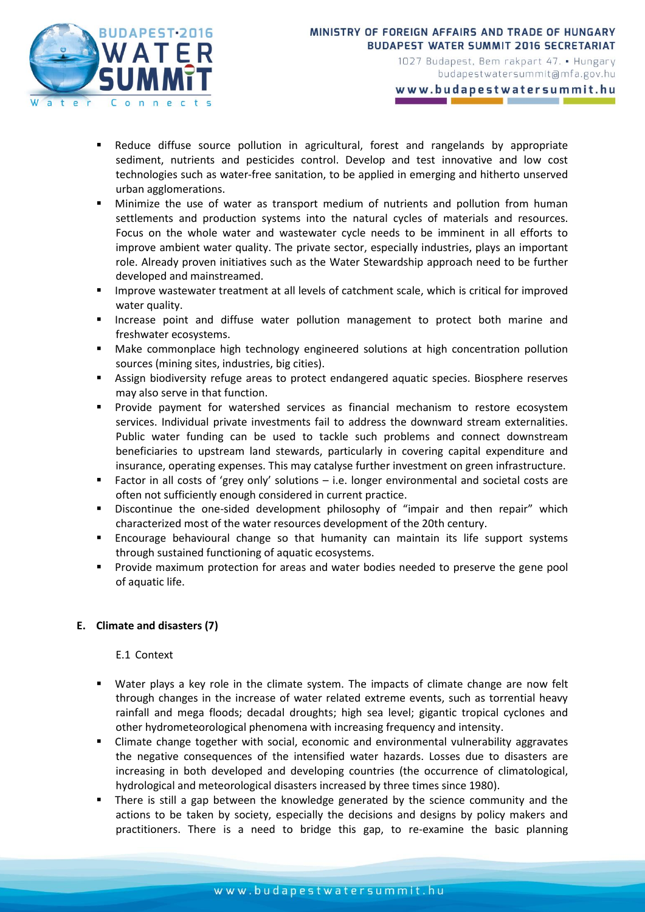- Reduce diffuse source pollution in agricultural, forest and rangelands by appropriate sediment, nutrients and pesticides control. Develop and test innovative and low cost technologies such as water-free sanitation, to be applied in emerging and hitherto unserved urban agglomerations.
- Minimize the use of water as transport medium of nutrients and pollution from human settlements and production systems into the natural cycles of materials and resources. Focus on the whole water and wastewater cycle needs to be imminent in all efforts to improve ambient water quality. The private sector, especially industries, plays an important role. Already proven initiatives such as the Water Stewardship approach need to be further developed and mainstreamed.
- Improve wastewater treatment at all levels of catchment scale, which is critical for improved water quality.
- Increase point and diffuse water pollution management to protect both marine and freshwater ecosystems.
- Make commonplace high technology engineered solutions at high concentration pollution sources (mining sites, industries, big cities).
- Assign biodiversity refuge areas to protect endangered aquatic species. Biosphere reserves may also serve in that function.
- Provide payment for watershed services as financial mechanism to restore ecosystem services. Individual private investments fail to address the downward stream externalities. Public water funding can be used to tackle such problems and connect downstream beneficiaries to upstream land stewards, particularly in covering capital expenditure and insurance, operating expenses. This may catalyse further investment on green infrastructure.
- Factor in all costs of 'grey only' solutions – i.e. longer environmental and societal costs are often not sufficiently enough considered in current practice.
- Discontinue the one-sided development philosophy of "impair and then repair" which characterized most of the water resources development of the 20th century.
- Encourage behavioural change so that humanity can maintain its life support systems through sustained functioning of aquatic ecosystems.
- Provide maximum protection for areas and water bodies needed to preserve the gene pool of aquatic life.

## E. Climate and disasters (7)

### E.1 Context

- Water plays a key role in the climate system. The impacts of climate change are now felt through changes in the increase of water related extreme events, such as torrential heavy rainfall and mega floods; decadal droughts; high sea level; gigantic tropical cyclones and other hydrometeorological phenomena with increasing frequency and intensity.
- Climate change together with social, economic and environmental vulnerability aggravates the negative consequences of the intensified water hazards. Losses due to disasters are increasing in both developed and developing countries (the occurrence of climatological, hydrological and meteorological disasters increased by three times since 1980).
- There is still a gap between the knowledge generated by the science community and the actions to be taken by society, especially the decisions and designs by policy makers and practitioners. There is a need to bridge this gap, to re-examine the basic planning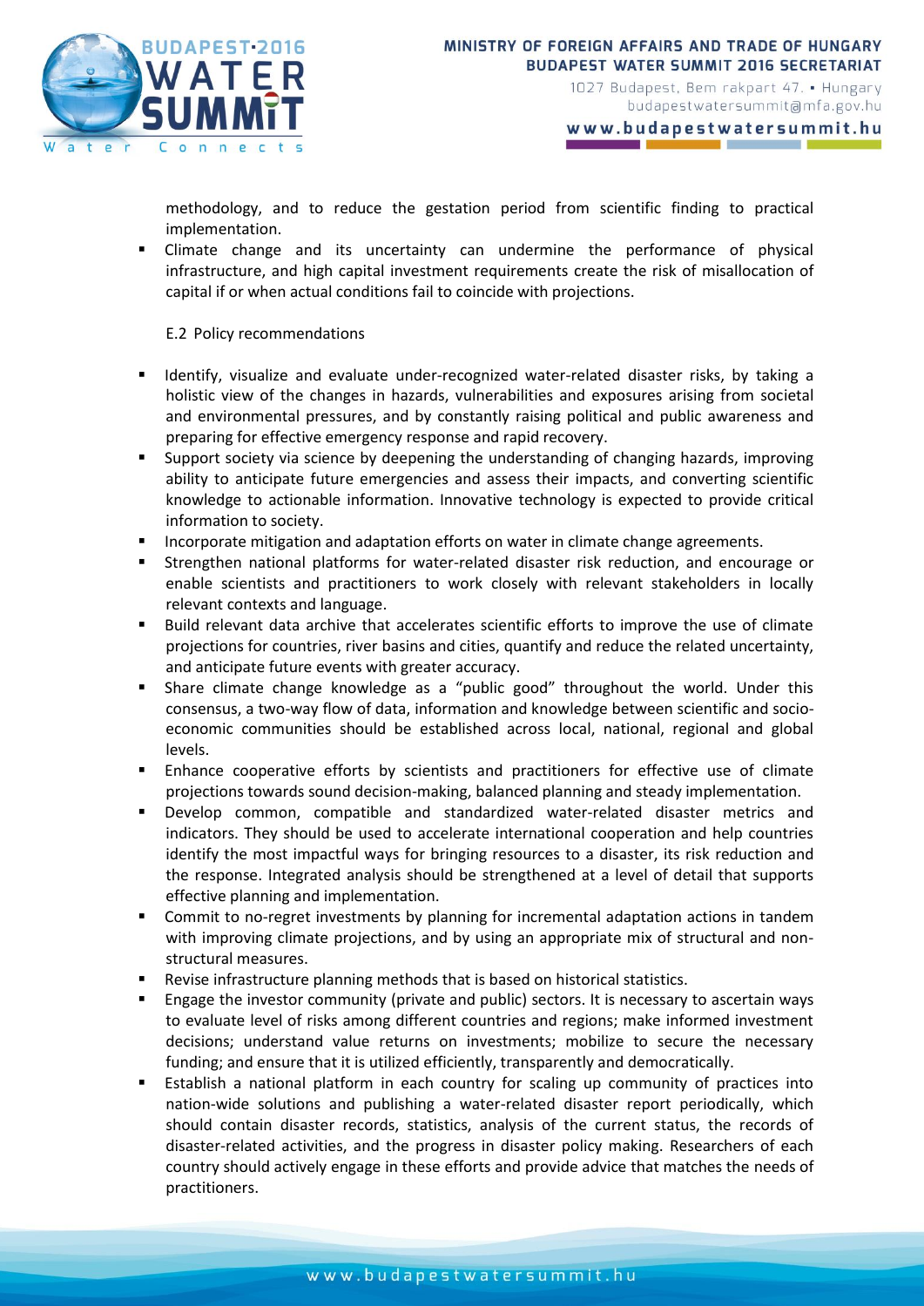methodology, and to reduce the gestation period from scientific finding to practical implementation.

- Climate change and its uncertainty can undermine the performance of physical infrastructure, and high capital investment requirements create the risk of misallocation of capital if or when actual conditions fail to coincide with projections.

E.2 Policy recommendations

- Identify, visualize and evaluate under-recognized water-related disaster risks, by taking a holistic view of the changes in hazards, vulnerabilities and exposures arising from societal and environmental pressures, and by constantly raising political and public awareness and preparing for effective emergency response and rapid recovery.
- Support society via science by deepening the understanding of changing hazards, improving ability to anticipate future emergencies and assess their impacts, and converting scientific knowledge to actionable information. Innovative technology is expected to provide critical information to society.
- Incorporate mitigation and adaptation efforts on water in climate change agreements.
- Strengthen national platforms for water-related disaster risk reduction, and encourage or enable scientists and practitioners to work closely with relevant stakeholders in locally relevant contexts and language.
- Build relevant data archive that accelerates scientific efforts to improve the use of climate projections for countries, river basins and cities, quantify and reduce the related uncertainty, and anticipate future events with greater accuracy.
- Share climate change knowledge as a "public good" throughout the world. Under this consensus, a two-way flow of data, information and knowledge between scientific and socio-economic communities should be established across local, national, regional and global levels.
- Enhance cooperative efforts by scientists and practitioners for effective use of climate projections towards sound decision-making, balanced planning and steady implementation.
- Develop common, compatible and standardized water-related disaster metrics and indicators. They should be used to accelerate international cooperation and help countries identify the most impactful ways for bringing resources to a disaster, its risk reduction and the response. Integrated analysis should be strengthened at a level of detail that supports effective planning and implementation.
- Commit to no-regret investments by planning for incremental adaptation actions in tandem with improving climate projections, and by using an appropriate mix of structural and non-structural measures.
- Revise infrastructure planning methods that is based on historical statistics.
- Engage the investor community (private and public) sectors. It is necessary to ascertain ways to evaluate level of risks among different countries and regions; make informed investment decisions; understand value returns on investments; mobilize to secure the necessary funding; and ensure that it is utilized efficiently, transparently and democratically.
- Establish a national platform in each country for scaling up community of practices into nation-wide solutions and publishing a water-related disaster report periodically, which should contain disaster records, statistics, analysis of the current status, the records of disaster-related activities, and the progress in disaster policy making. Researchers of each country should actively engage in these efforts and provide advice that matches the needs of practitioners.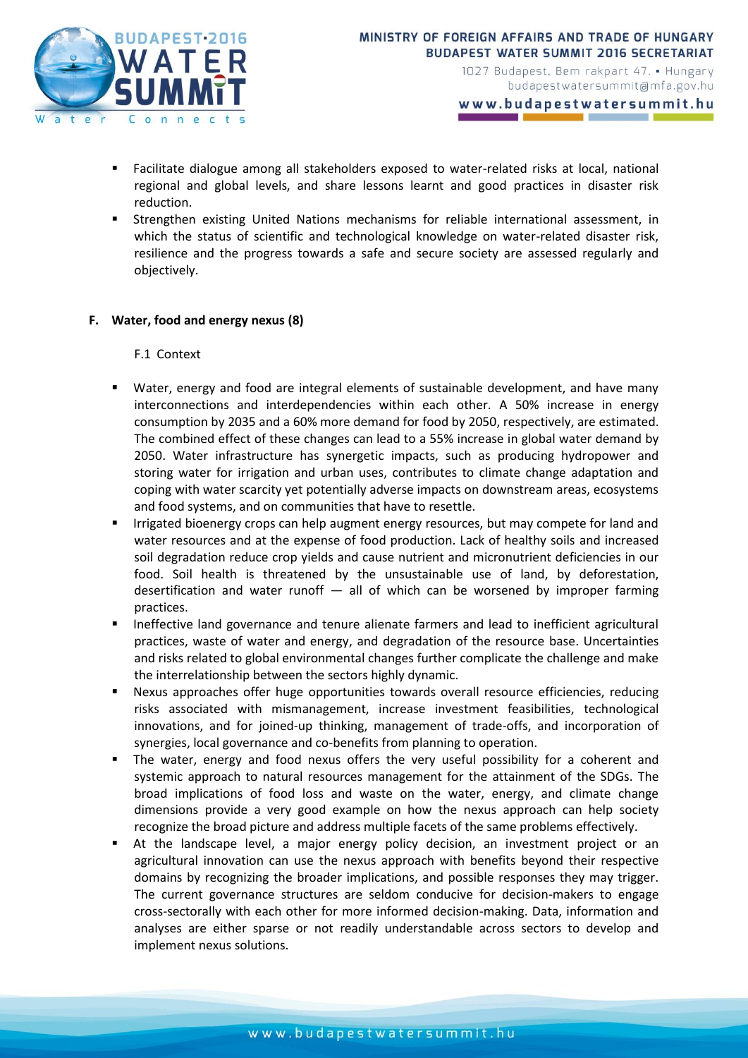- Facilitate dialogue among all stakeholders exposed to water-related risks at local, national regional and global levels, and share lessons learnt and good practices in disaster risk reduction.
- Strengthen existing United Nations mechanisms for reliable international assessment, in which the status of scientific and technological knowledge on water-related disaster risk, resilience and the progress towards a safe and secure society are assessed regularly and objectively.

## F. Water, food and energy nexus (8)

F.1 Context

- Water, energy and food are integral elements of sustainable development, and have many interconnections and interdependencies within each other. A 50% increase in energy consumption by 2035 and a 60% more demand for food by 2050, respectively, are estimated. The combined effect of these changes can lead to a 55% increase in global water demand by 2050. Water infrastructure has synergetic impacts, such as producing hydropower and storing water for irrigation and urban uses, contributes to climate change adaptation and coping with water scarcity yet potentially adverse impacts on downstream areas, ecosystems and food systems, and on communities that have to resettle.
- Irrigated bioenergy crops can help augment energy resources, but may compete for land and water resources and at the expense of food production. Lack of healthy soils and increased soil degradation reduce crop yields and cause nutrient and micronutrient deficiencies in our food. Soil health is threatened by the unsustainable use of land, by deforestation, desertification and water runoff — all of which can be worsened by improper farming practices.
- Ineffective land governance and tenure alienate farmers and lead to inefficient agricultural practices, waste of water and energy, and degradation of the resource base. Uncertainties and risks related to global environmental changes further complicate the challenge and make the interrelationship between the sectors highly dynamic.
- Nexus approaches offer huge opportunities towards overall resource efficiencies, reducing risks associated with mismanagement, increase investment feasibilities, technological innovations, and for joined-up thinking, management of trade-offs, and incorporation of synergies, local governance and co-benefits from planning to operation.
- The water, energy and food nexus offers the very useful possibility for a coherent and systemic approach to natural resources management for the attainment of the SDGs. The broad implications of food loss and waste on the water, energy, and climate change dimensions provide a very good example on how the nexus approach can help society recognize the broad picture and address multiple facets of the same problems effectively.
- At the landscape level, a major energy policy decision, an investment project or an agricultural innovation can use the nexus approach with benefits beyond their respective domains by recognizing the broader implications, and possible responses they may trigger. The current governance structures are seldom conducive for decision-makers to engage cross-sectorally with each other for more informed decision-making. Data, information and analyses are either sparse or not readily understandable across sectors to develop and implement nexus solutions.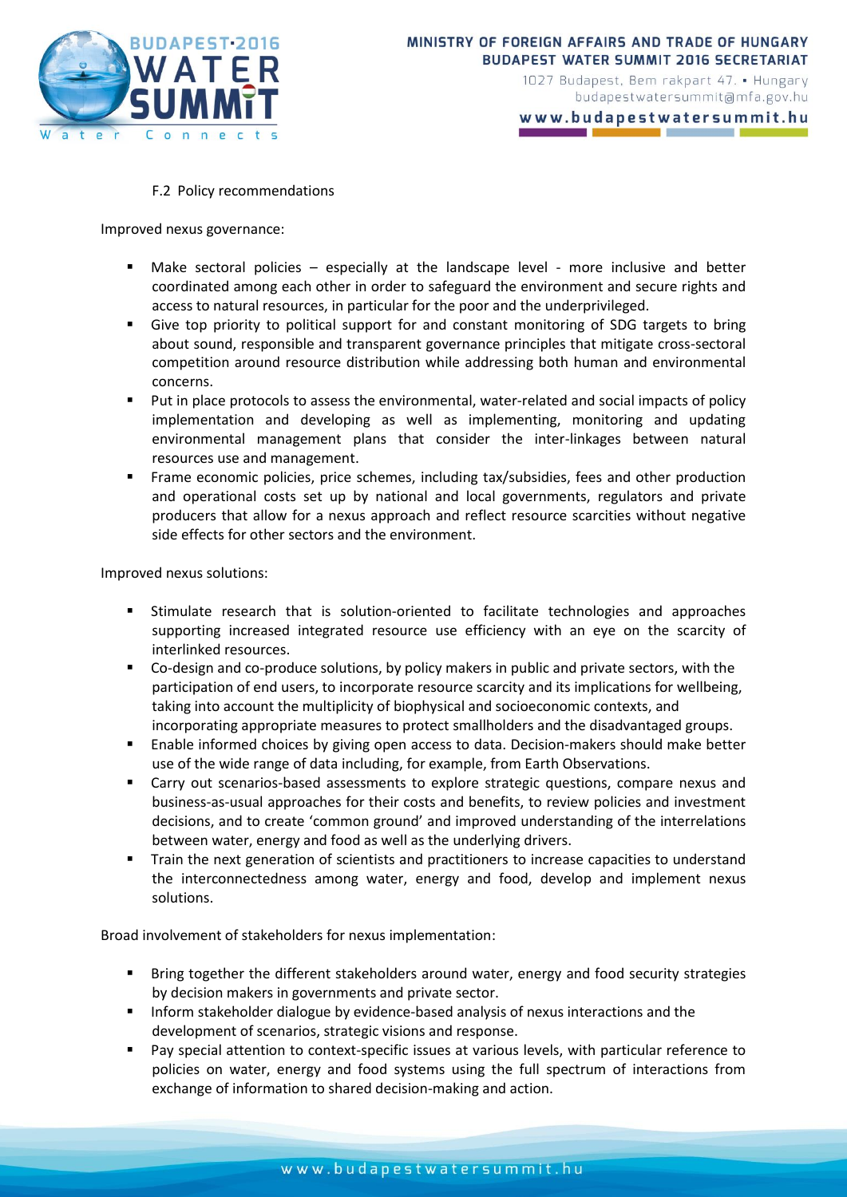### F.2 Policy recommendations

Improved nexus governance:

- Make sectoral policies – especially at the landscape level - more inclusive and better coordinated among each other in order to safeguard the environment and secure rights and access to natural resources, in particular for the poor and the underprivileged.
- Give top priority to political support for and constant monitoring of SDG targets to bring about sound, responsible and transparent governance principles that mitigate cross-sectoral competition around resource distribution while addressing both human and environmental concerns.
- Put in place protocols to assess the environmental, water-related and social impacts of policy implementation and developing as well as implementing, monitoring and updating environmental management plans that consider the inter-linkages between natural resources use and management.
- Frame economic policies, price schemes, including tax/subsidies, fees and other production and operational costs set up by national and local governments, regulators and private producers that allow for a nexus approach and reflect resource scarcities without negative side effects for other sectors and the environment.

Improved nexus solutions:

- Stimulate research that is solution-oriented to facilitate technologies and approaches supporting increased integrated resource use efficiency with an eye on the scarcity of interlinked resources.
- Co-design and co-produce solutions, by policy makers in public and private sectors, with the participation of end users, to incorporate resource scarcity and its implications for wellbeing, taking into account the multiplicity of biophysical and socioeconomic contexts, and incorporating appropriate measures to protect smallholders and the disadvantaged groups.
- Enable informed choices by giving open access to data. Decision-makers should make better use of the wide range of data including, for example, from Earth Observations.
- Carry out scenarios-based assessments to explore strategic questions, compare nexus and business-as-usual approaches for their costs and benefits, to review policies and investment decisions, and to create 'common ground' and improved understanding of the interrelations between water, energy and food as well as the underlying drivers.
- Train the next generation of scientists and practitioners to increase capacities to understand the interconnectedness among water, energy and food, develop and implement nexus solutions.

Broad involvement of stakeholders for nexus implementation:

- Bring together the different stakeholders around water, energy and food security strategies by decision makers in governments and private sector.
- Inform stakeholder dialogue by evidence-based analysis of nexus interactions and the development of scenarios, strategic visions and response.
- Pay special attention to context-specific issues at various levels, with particular reference to policies on water, energy and food systems using the full spectrum of interactions from exchange of information to shared decision-making and action.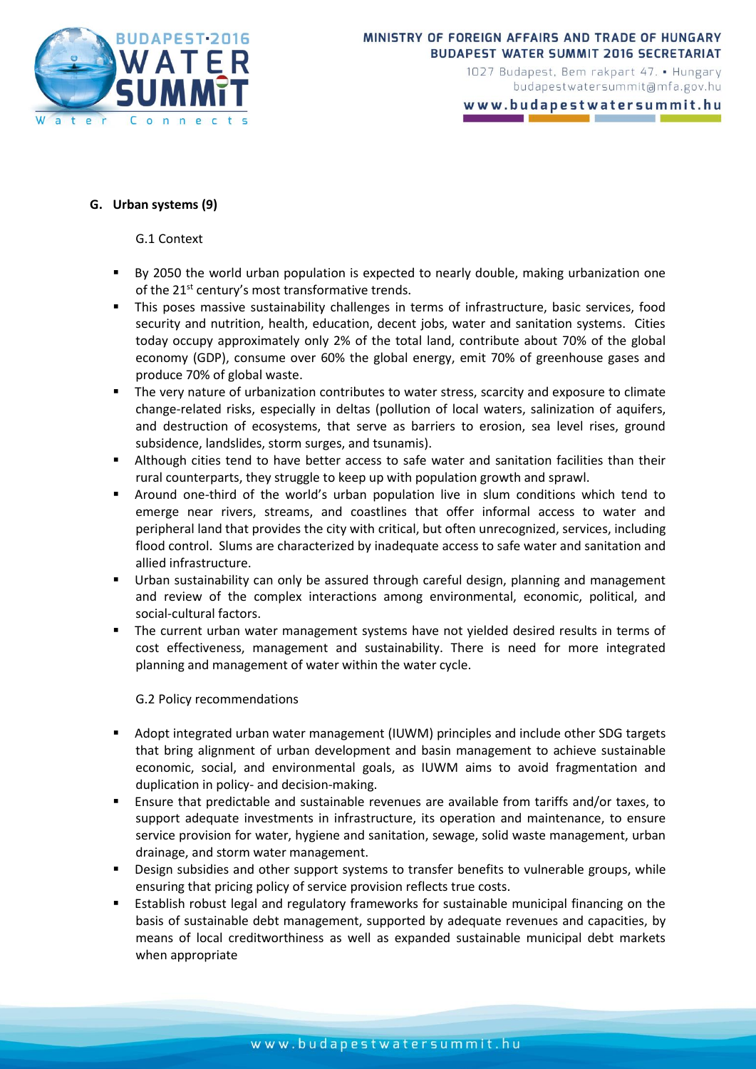## G. Urban systems (9)

### G.1 Context

- By 2050 the world urban population is expected to nearly double, making urbanization one of the 21st century's most transformative trends.
- This poses massive sustainability challenges in terms of infrastructure, basic services, food security and nutrition, health, education, decent jobs, water and sanitation systems. Cities today occupy approximately only 2% of the total land, contribute about 70% of the global economy (GDP), consume over 60% the global energy, emit 70% of greenhouse gases and produce 70% of global waste.
- The very nature of urbanization contributes to water stress, scarcity and exposure to climate change-related risks, especially in deltas (pollution of local waters, salinization of aquifers, and destruction of ecosystems, that serve as barriers to erosion, sea level rises, ground subsidence, landslides, storm surges, and tsunamis).
- Although cities tend to have better access to safe water and sanitation facilities than their rural counterparts, they struggle to keep up with population growth and sprawl.
- Around one-third of the world's urban population live in slum conditions which tend to emerge near rivers, streams, and coastlines that offer informal access to water and peripheral land that provides the city with critical, but often unrecognized, services, including flood control. Slums are characterized by inadequate access to safe water and sanitation and allied infrastructure.
- Urban sustainability can only be assured through careful design, planning and management and review of the complex interactions among environmental, economic, political, and social-cultural factors.
- The current urban water management systems have not yielded desired results in terms of cost effectiveness, management and sustainability. There is need for more integrated planning and management of water within the water cycle.

### G.2 Policy recommendations

- Adopt integrated urban water management (IUWM) principles and include other SDG targets that bring alignment of urban development and basin management to achieve sustainable economic, social, and environmental goals, as IUWM aims to avoid fragmentation and duplication in policy- and decision-making.
- Ensure that predictable and sustainable revenues are available from tariffs and/or taxes, to support adequate investments in infrastructure, its operation and maintenance, to ensure service provision for water, hygiene and sanitation, sewage, solid waste management, urban drainage, and storm water management.
- Design subsidies and other support systems to transfer benefits to vulnerable groups, while ensuring that pricing policy of service provision reflects true costs.
- Establish robust legal and regulatory frameworks for sustainable municipal financing on the basis of sustainable debt management, supported by adequate revenues and capacities, by means of local creditworthiness as well as expanded sustainable municipal debt markets when appropriate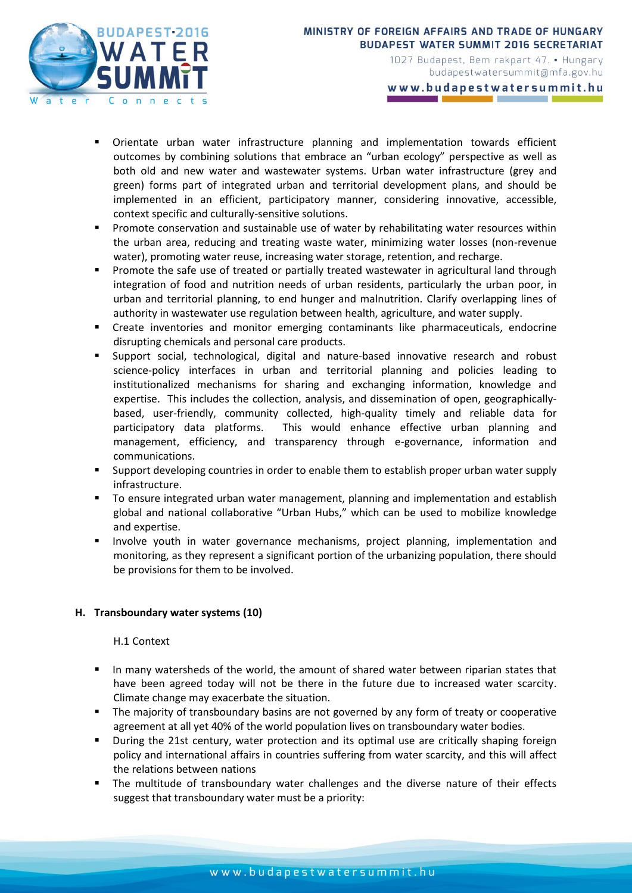- Orientate urban water infrastructure planning and implementation towards efficient outcomes by combining solutions that embrace an "urban ecology" perspective as well as both old and new water and wastewater systems. Urban water infrastructure (grey and green) forms part of integrated urban and territorial development plans, and should be implemented in an efficient, participatory manner, considering innovative, accessible, context specific and culturally-sensitive solutions.
- Promote conservation and sustainable use of water by rehabilitating water resources within the urban area, reducing and treating waste water, minimizing water losses (non-revenue water), promoting water reuse, increasing water storage, retention, and recharge.
- Promote the safe use of treated or partially treated wastewater in agricultural land through integration of food and nutrition needs of urban residents, particularly the urban poor, in urban and territorial planning, to end hunger and malnutrition. Clarify overlapping lines of authority in wastewater use regulation between health, agriculture, and water supply.
- Create inventories and monitor emerging contaminants like pharmaceuticals, endocrine disrupting chemicals and personal care products.
- Support social, technological, digital and nature-based innovative research and robust science-policy interfaces in urban and territorial planning and policies leading to institutionalized mechanisms for sharing and exchanging information, knowledge and expertise. This includes the collection, analysis, and dissemination of open, geographically-based, user-friendly, community collected, high-quality timely and reliable data for participatory data platforms. This would enhance effective urban planning and management, efficiency, and transparency through e-governance, information and communications.
- Support developing countries in order to enable them to establish proper urban water supply infrastructure.
- To ensure integrated urban water management, planning and implementation and establish global and national collaborative "Urban Hubs," which can be used to mobilize knowledge and expertise.
- Involve youth in water governance mechanisms, project planning, implementation and monitoring, as they represent a significant portion of the urbanizing population, there should be provisions for them to be involved.

## H. Transboundary water systems (10)

H.1 Context

- In many watersheds of the world, the amount of shared water between riparian states that have been agreed today will not be there in the future due to increased water scarcity. Climate change may exacerbate the situation.
- The majority of transboundary basins are not governed by any form of treaty or cooperative agreement at all yet 40% of the world population lives on transboundary water bodies.
- During the 21st century, water protection and its optimal use are critically shaping foreign policy and international affairs in countries suffering from water scarcity, and this will affect the relations between nations
- The multitude of transboundary water challenges and the diverse nature of their effects suggest that transboundary water must be a priority: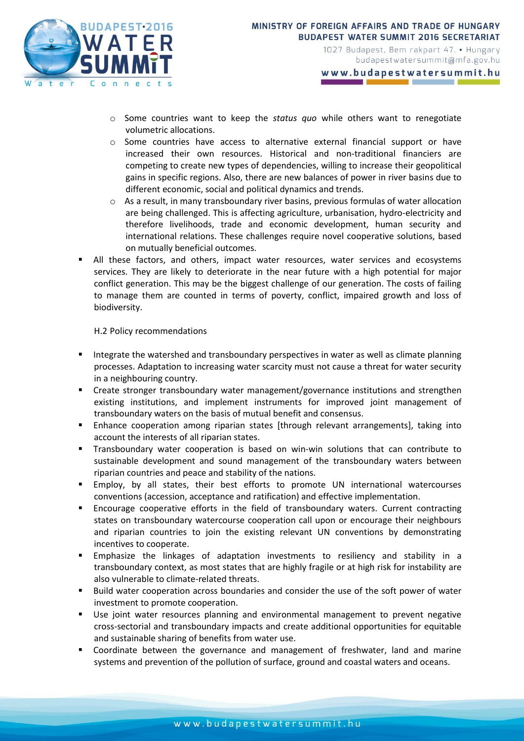- Some countries want to keep the *status quo* while others want to renegotiate volumetric allocations.
  - Some countries have access to alternative external financial support or have increased their own resources. Historical and non-traditional financiers are competing to create new types of dependencies, willing to increase their geopolitical gains in specific regions. Also, there are new balances of power in river basins due to different economic, social and political dynamics and trends.
  - As a result, in many transboundary river basins, previous formulas of water allocation are being challenged. This is affecting agriculture, urbanisation, hydro-electricity and therefore livelihoods, trade and economic development, human security and international relations. These challenges require novel cooperative solutions, based on mutually beneficial outcomes.
- All these factors, and others, impact water resources, water services and ecosystems services. They are likely to deteriorate in the near future with a high potential for major conflict generation. This may be the biggest challenge of our generation. The costs of failing to manage them are counted in terms of poverty, conflict, impaired growth and loss of biodiversity.

H.2 Policy recommendations

- Integrate the watershed and transboundary perspectives in water as well as climate planning processes. Adaptation to increasing water scarcity must not cause a threat for water security in a neighbouring country.
- Create stronger transboundary water management/governance institutions and strengthen existing institutions, and implement instruments for improved joint management of transboundary waters on the basis of mutual benefit and consensus.
- Enhance cooperation among riparian states [through relevant arrangements], taking into account the interests of all riparian states.
- Transboundary water cooperation is based on win-win solutions that can contribute to sustainable development and sound management of the transboundary waters between riparian countries and peace and stability of the nations.
- Employ, by all states, their best efforts to promote UN international watercourses conventions (accession, acceptance and ratification) and effective implementation.
- Encourage cooperative efforts in the field of transboundary waters. Current contracting states on transboundary watercourse cooperation call upon or encourage their neighbours and riparian countries to join the existing relevant UN conventions by demonstrating incentives to cooperate.
- Emphasize the linkages of adaptation investments to resiliency and stability in a transboundary context, as most states that are highly fragile or at high risk for instability are also vulnerable to climate-related threats.
- Build water cooperation across boundaries and consider the use of the soft power of water investment to promote cooperation.
- Use joint water resources planning and environmental management to prevent negative cross-sectorial and transboundary impacts and create additional opportunities for equitable and sustainable sharing of benefits from water use.
- Coordinate between the governance and management of freshwater, land and marine systems and prevention of the pollution of surface, ground and coastal waters and oceans.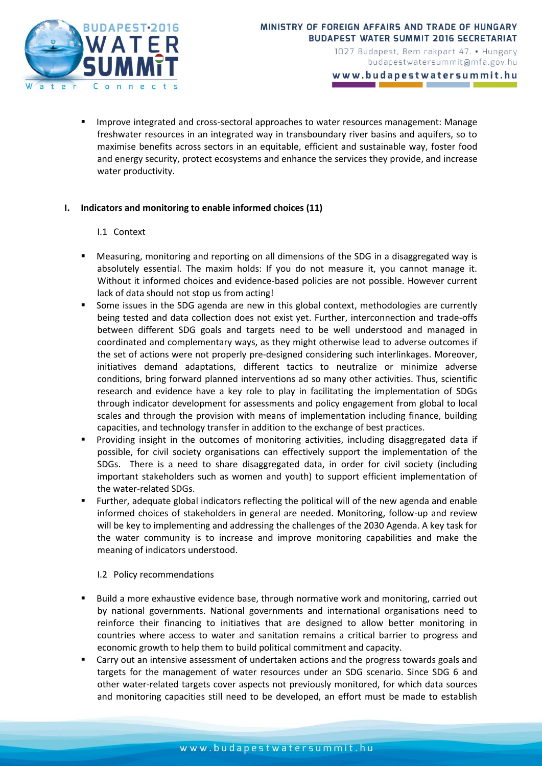- Improve integrated and cross-sectoral approaches to water resources management: Manage freshwater resources in an integrated way in transboundary river basins and aquifers, so to maximise benefits across sectors in an equitable, efficient and sustainable way, foster food and energy security, protect ecosystems and enhance the services they provide, and increase water productivity.

## I. Indicators and monitoring to enable informed choices (11)

### I.1 Context

- Measuring, monitoring and reporting on all dimensions of the SDG in a disaggregated way is absolutely essential. The maxim holds: If you do not measure it, you cannot manage it. Without it informed choices and evidence-based policies are not possible. However current lack of data should not stop us from acting!
- Some issues in the SDG agenda are new in this global context, methodologies are currently being tested and data collection does not exist yet. Further, interconnection and trade-offs between different SDG goals and targets need to be well understood and managed in coordinated and complementary ways, as they might otherwise lead to adverse outcomes if the set of actions were not properly pre-designed considering such interlinkages. Moreover, initiatives demand adaptations, different tactics to neutralize or minimize adverse conditions, bring forward planned interventions ad so many other activities. Thus, scientific research and evidence have a key role to play in facilitating the implementation of SDGs through indicator development for assessments and policy engagement from global to local scales and through the provision with means of implementation including finance, building capacities, and technology transfer in addition to the exchange of best practices.
- Providing insight in the outcomes of monitoring activities, including disaggregated data if possible, for civil society organisations can effectively support the implementation of the SDGs. There is a need to share disaggregated data, in order for civil society (including important stakeholders such as women and youth) to support efficient implementation of the water-related SDGs.
- Further, adequate global indicators reflecting the political will of the new agenda and enable informed choices of stakeholders in general are needed. Monitoring, follow-up and review will be key to implementing and addressing the challenges of the 2030 Agenda. A key task for the water community is to increase and improve monitoring capabilities and make the meaning of indicators understood.

### I.2 Policy recommendations

- Build a more exhaustive evidence base, through normative work and monitoring, carried out by national governments. National governments and international organisations need to reinforce their financing to initiatives that are designed to allow better monitoring in countries where access to water and sanitation remains a critical barrier to progress and economic growth to help them to build political commitment and capacity.
- Carry out an intensive assessment of undertaken actions and the progress towards goals and targets for the management of water resources under an SDG scenario. Since SDG 6 and other water-related targets cover aspects not previously monitored, for which data sources and monitoring capacities still need to be developed, an effort must be made to establish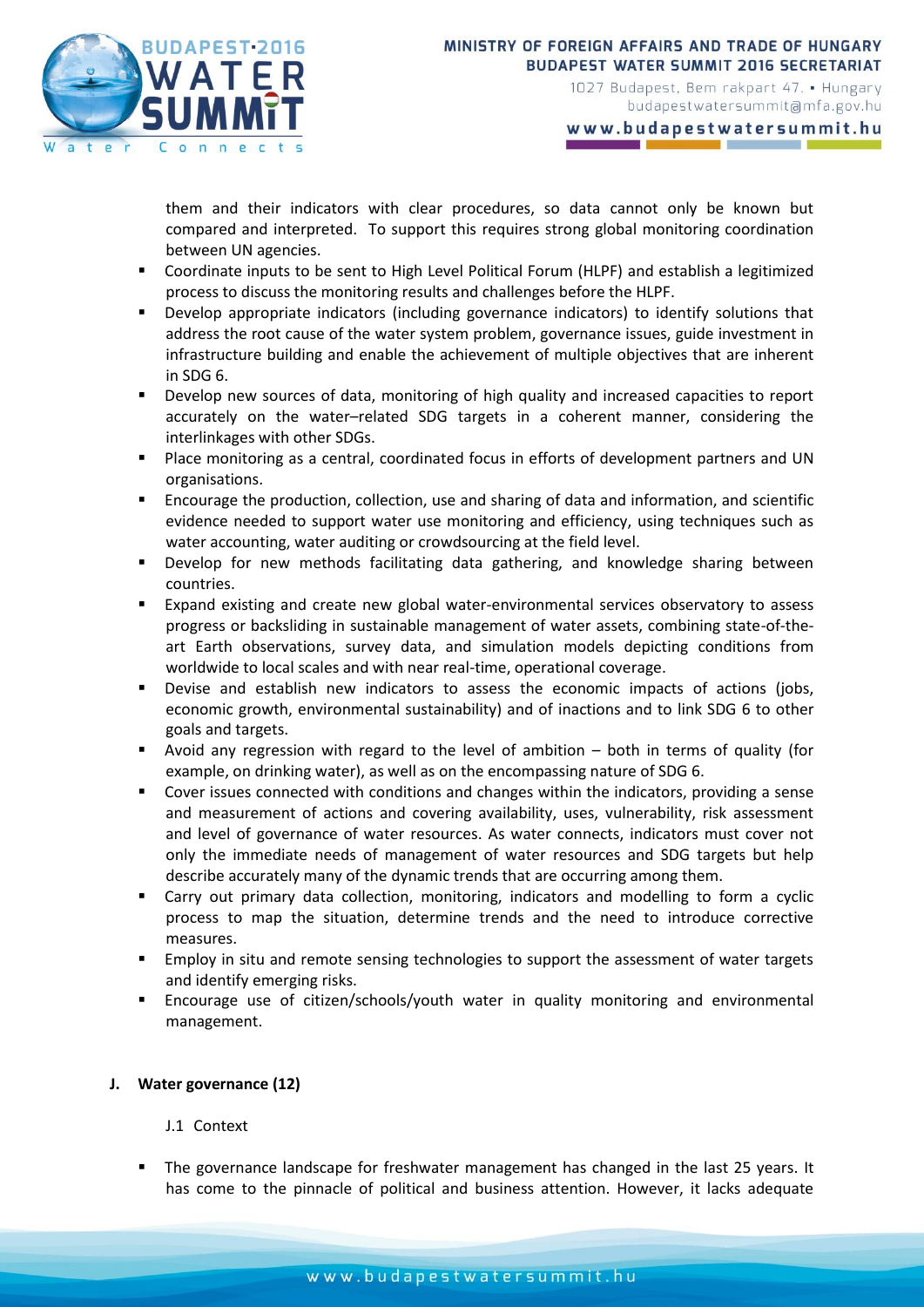them and their indicators with clear procedures, so data cannot only be known but compared and interpreted. To support this requires strong global monitoring coordination between UN agencies.

- Coordinate inputs to be sent to High Level Political Forum (HLPF) and establish a legitimized process to discuss the monitoring results and challenges before the HLPF.
- Develop appropriate indicators (including governance indicators) to identify solutions that address the root cause of the water system problem, governance issues, guide investment in infrastructure building and enable the achievement of multiple objectives that are inherent in SDG 6.
- Develop new sources of data, monitoring of high quality and increased capacities to report accurately on the water–related SDG targets in a coherent manner, considering the interlinkages with other SDGs.
- Place monitoring as a central, coordinated focus in efforts of development partners and UN organisations.
- Encourage the production, collection, use and sharing of data and information, and scientific evidence needed to support water use monitoring and efficiency, using techniques such as water accounting, water auditing or crowdsourcing at the field level.
- Develop for new methods facilitating data gathering, and knowledge sharing between countries.
- Expand existing and create new global water-environmental services observatory to assess progress or backsliding in sustainable management of water assets, combining state-of-the-art Earth observations, survey data, and simulation models depicting conditions from worldwide to local scales and with near real-time, operational coverage.
- Devise and establish new indicators to assess the economic impacts of actions (jobs, economic growth, environmental sustainability) and of inactions and to link SDG 6 to other goals and targets.
- Avoid any regression with regard to the level of ambition – both in terms of quality (for example, on drinking water), as well as on the encompassing nature of SDG 6.
- Cover issues connected with conditions and changes within the indicators, providing a sense and measurement of actions and covering availability, uses, vulnerability, risk assessment and level of governance of water resources. As water connects, indicators must cover not only the immediate needs of management of water resources and SDG targets but help describe accurately many of the dynamic trends that are occurring among them.
- Carry out primary data collection, monitoring, indicators and modelling to form a cyclic process to map the situation, determine trends and the need to introduce corrective measures.
- Employ in situ and remote sensing technologies to support the assessment of water targets and identify emerging risks.
- Encourage use of citizen/schools/youth water in quality monitoring and environmental management.

## J. Water governance (12)

### J.1 Context

- The governance landscape for freshwater management has changed in the last 25 years. It has come to the pinnacle of political and business attention. However, it lacks adequate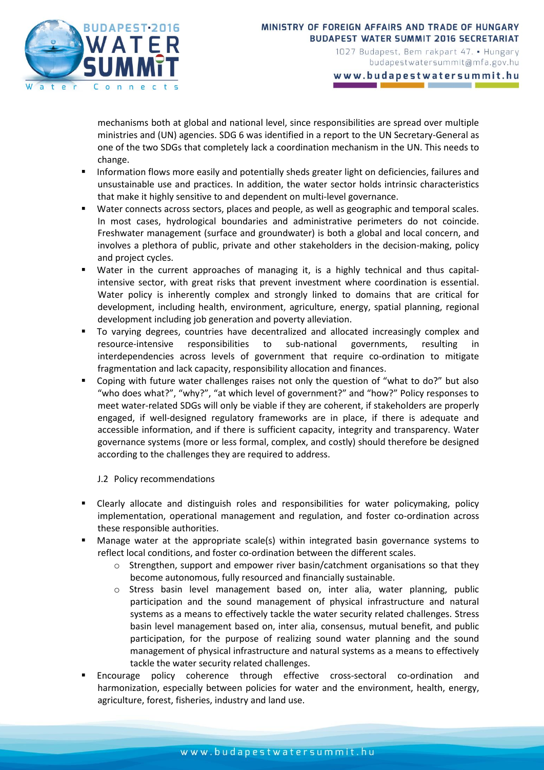mechanisms both at global and national level, since responsibilities are spread over multiple ministries and (UN) agencies. SDG 6 was identified in a report to the UN Secretary-General as one of the two SDGs that completely lack a coordination mechanism in the UN. This needs to change.

- Information flows more easily and potentially sheds greater light on deficiencies, failures and unsustainable use and practices. In addition, the water sector holds intrinsic characteristics that make it highly sensitive to and dependent on multi-level governance.
- Water connects across sectors, places and people, as well as geographic and temporal scales. In most cases, hydrological boundaries and administrative perimeters do not coincide. Freshwater management (surface and groundwater) is both a global and local concern, and involves a plethora of public, private and other stakeholders in the decision-making, policy and project cycles.
- Water in the current approaches of managing it, is a highly technical and thus capital-intensive sector, with great risks that prevent investment where coordination is essential. Water policy is inherently complex and strongly linked to domains that are critical for development, including health, environment, agriculture, energy, spatial planning, regional development including job generation and poverty alleviation.
- To varying degrees, countries have decentralized and allocated increasingly complex and resource-intensive responsibilities to sub-national governments, resulting in interdependencies across levels of government that require co-ordination to mitigate fragmentation and lack capacity, responsibility allocation and finances.
- Coping with future water challenges raises not only the question of "what to do?" but also "who does what?", "why?", "at which level of government?" and "how?" Policy responses to meet water-related SDGs will only be viable if they are coherent, if stakeholders are properly engaged, if well-designed regulatory frameworks are in place, if there is adequate and accessible information, and if there is sufficient capacity, integrity and transparency. Water governance systems (more or less formal, complex, and costly) should therefore be designed according to the challenges they are required to address.

J.2 Policy recommendations

- Clearly allocate and distinguish roles and responsibilities for water policymaking, policy implementation, operational management and regulation, and foster co-ordination across these responsible authorities.
- Manage water at the appropriate scale(s) within integrated basin governance systems to reflect local conditions, and foster co-ordination between the different scales.
  - Strengthen, support and empower river basin/catchment organisations so that they become autonomous, fully resourced and financially sustainable.
  - Stress basin level management based on, inter alia, water planning, public participation and the sound management of physical infrastructure and natural systems as a means to effectively tackle the water security related challenges. Stress basin level management based on, inter alia, consensus, mutual benefit, and public participation, for the purpose of realizing sound water planning and the sound management of physical infrastructure and natural systems as a means to effectively tackle the water security related challenges.
- Encourage policy coherence through effective cross-sectoral co-ordination and harmonization, especially between policies for water and the environment, health, energy, agriculture, forest, fisheries, industry and land use.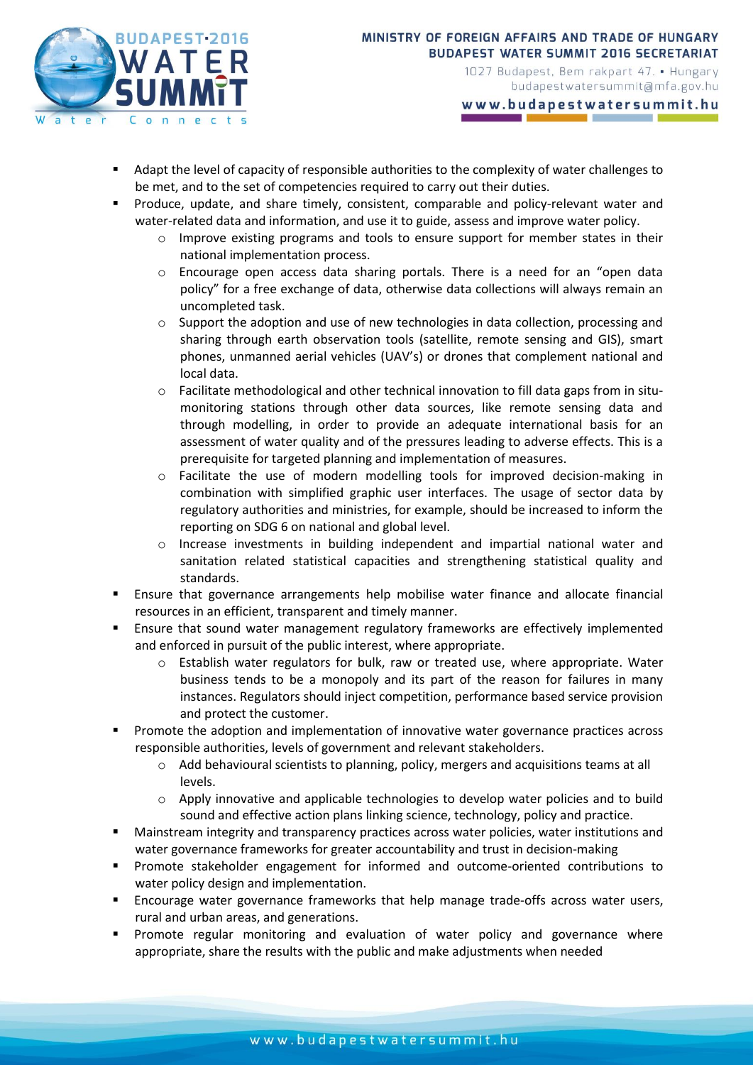- Adapt the level of capacity of responsible authorities to the complexity of water challenges to be met, and to the set of competencies required to carry out their duties.
- Produce, update, and share timely, consistent, comparable and policy-relevant water and water-related data and information, and use it to guide, assess and improve water policy.
  - Improve existing programs and tools to ensure support for member states in their national implementation process.
  - Encourage open access data sharing portals. There is a need for an "open data policy" for a free exchange of data, otherwise data collections will always remain an uncompleted task.
  - Support the adoption and use of new technologies in data collection, processing and sharing through earth observation tools (satellite, remote sensing and GIS), smart phones, unmanned aerial vehicles (UAV's) or drones that complement national and local data.
  - Facilitate methodological and other technical innovation to fill data gaps from in situ-monitoring stations through other data sources, like remote sensing data and through modelling, in order to provide an adequate international basis for an assessment of water quality and of the pressures leading to adverse effects. This is a prerequisite for targeted planning and implementation of measures.
  - Facilitate the use of modern modelling tools for improved decision-making in combination with simplified graphic user interfaces. The usage of sector data by regulatory authorities and ministries, for example, should be increased to inform the reporting on SDG 6 on national and global level.
  - Increase investments in building independent and impartial national water and sanitation related statistical capacities and strengthening statistical quality and standards.
- Ensure that governance arrangements help mobilise water finance and allocate financial resources in an efficient, transparent and timely manner.
- Ensure that sound water management regulatory frameworks are effectively implemented and enforced in pursuit of the public interest, where appropriate.
  - Establish water regulators for bulk, raw or treated use, where appropriate. Water business tends to be a monopoly and its part of the reason for failures in many instances. Regulators should inject competition, performance based service provision and protect the customer.
- Promote the adoption and implementation of innovative water governance practices across responsible authorities, levels of government and relevant stakeholders.
  - Add behavioural scientists to planning, policy, mergers and acquisitions teams at all levels.
  - Apply innovative and applicable technologies to develop water policies and to build sound and effective action plans linking science, technology, policy and practice.
- Mainstream integrity and transparency practices across water policies, water institutions and water governance frameworks for greater accountability and trust in decision-making
- Promote stakeholder engagement for informed and outcome-oriented contributions to water policy design and implementation.
- Encourage water governance frameworks that help manage trade-offs across water users, rural and urban areas, and generations.
- Promote regular monitoring and evaluation of water policy and governance where appropriate, share the results with the public and make adjustments when needed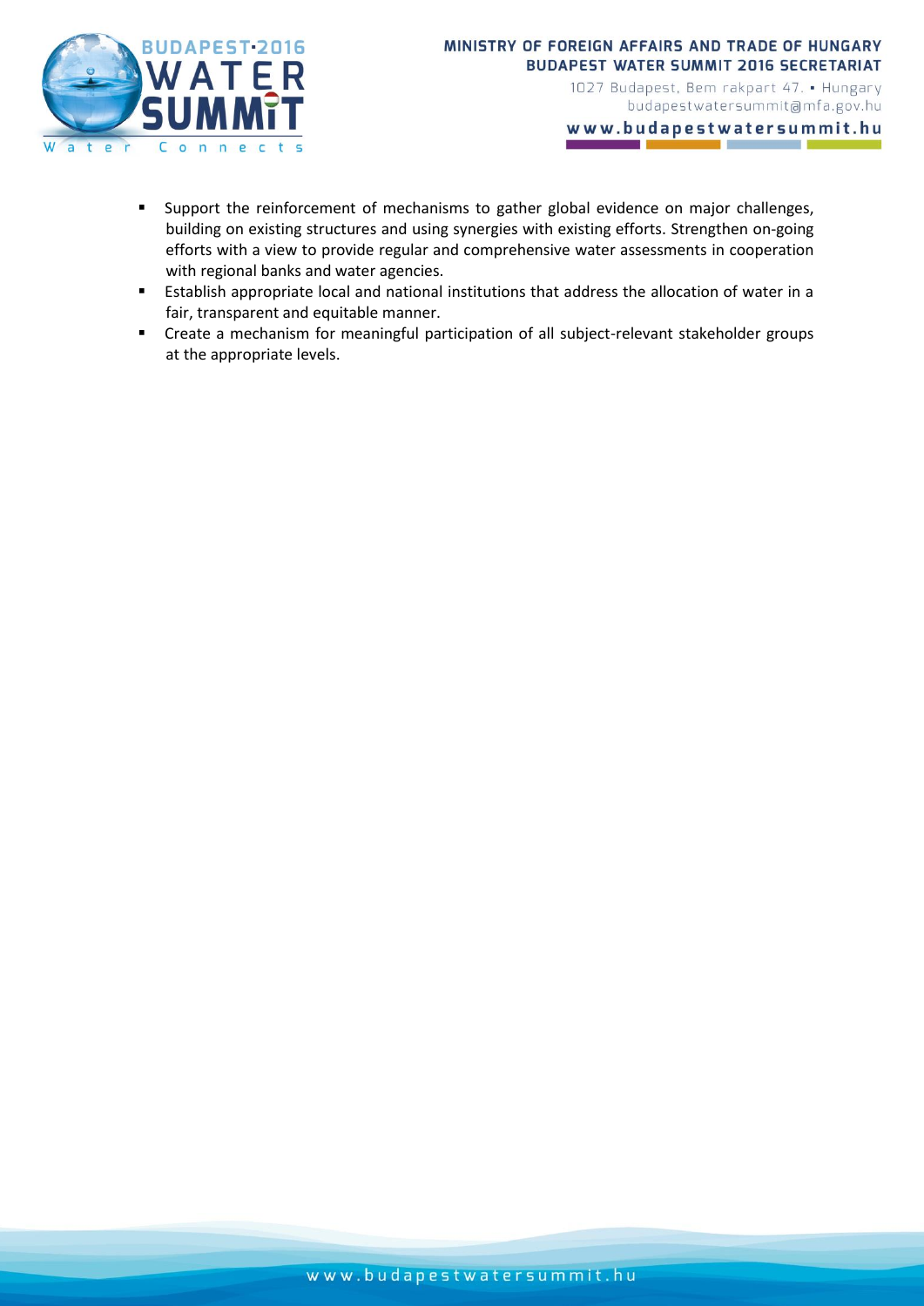- Support the reinforcement of mechanisms to gather global evidence on major challenges, building on existing structures and using synergies with existing efforts. Strengthen on-going efforts with a view to provide regular and comprehensive water assessments in cooperation with regional banks and water agencies.
- Establish appropriate local and national institutions that address the allocation of water in a fair, transparent and equitable manner.
- Create a mechanism for meaningful participation of all subject-relevant stakeholder groups at the appropriate levels.